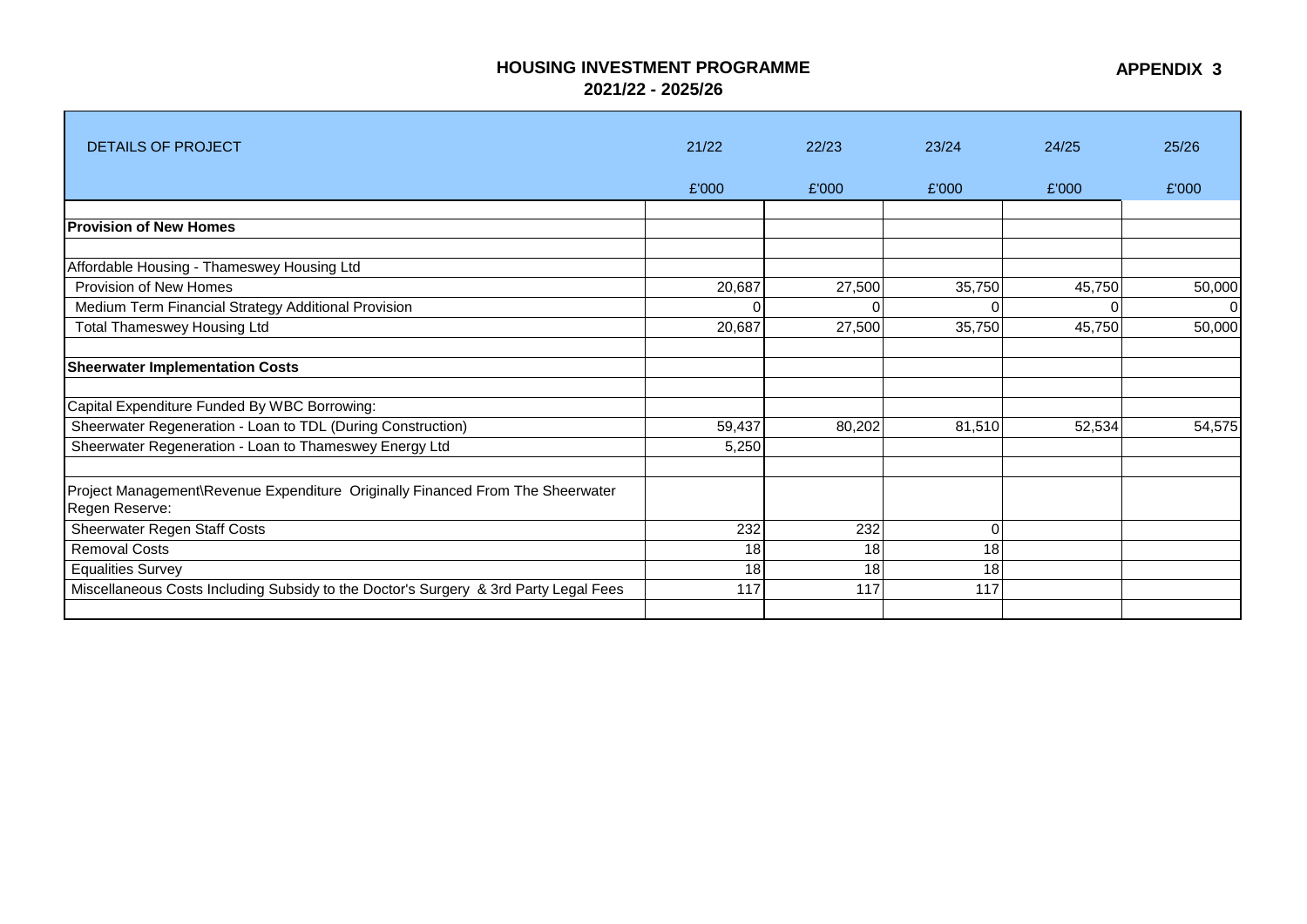# HOUSING INVESTMENT PROGRAMME
## 2021/22 - 2025/26

**APPENDIX 3**

| DETAILS OF PROJECT | 21/22 | 22/23 | 23/24 | 24/25 | 25/26 |
|---|---|---|---|---|---|
| | £'000 | £'000 | £'000 | £'000 | £'000 |
| **Provision of New Homes** | | | | | |
| Affordable Housing - Thameswey Housing Ltd | | | | | |
| Provision of New Homes | 20,687 | 27,500 | 35,750 | 45,750 | 50,000 |
| Medium Term Financial Strategy Additional Provision | 0 | 0 | 0 | 0 | 0 |
| Total Thameswey Housing Ltd | 20,687 | 27,500 | 35,750 | 45,750 | 50,000 |
| **Sheerwater Implementation Costs** | | | | | |
| Capital Expenditure Funded By WBC Borrowing: | | | | | |
| Sheerwater Regeneration - Loan to TDL (During Construction) | 59,437 | 80,202 | 81,510 | 52,534 | 54,575 |
| Sheerwater Regeneration - Loan to Thameswey Energy Ltd | 5,250 | | | | |
| Project Management\Revenue Expenditure Originally Financed From The Sheerwater Regen Reserve: | | | | | |
| Sheerwater Regen Staff Costs | 232 | 232 | 0 | | |
| Removal Costs | 18 | 18 | 18 | | |
| Equalities Survey | 18 | 18 | 18 | | |
| Miscellaneous Costs Including Subsidy to the Doctor's Surgery & 3rd Party Legal Fees | 117 | 117 | 117 | | |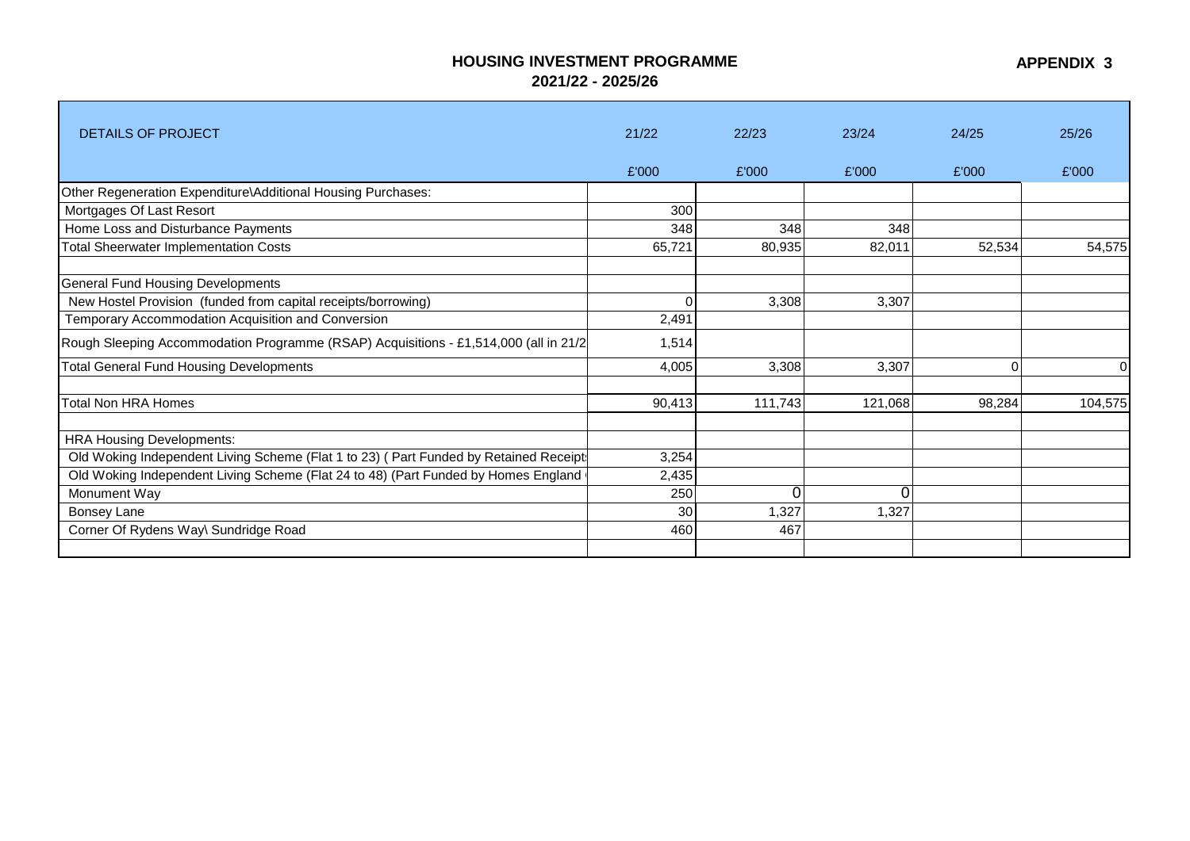# HOUSING INVESTMENT PROGRAMME
## 2021/22 - 2025/26

**APPENDIX 3**

| DETAILS OF PROJECT | 21/22 | 22/23 | 23/24 | 24/25 | 25/26 |
|---|---|---|---|---|---|
| | £'000 | £'000 | £'000 | £'000 | £'000 |
| Other Regeneration Expenditure\Additional Housing Purchases: | | | | | |
| Mortgages Of Last Resort | 300 | | | | |
| Home Loss and Disturbance Payments | 348 | 348 | 348 | | |
| Total Sheerwater Implementation Costs | 65,721 | 80,935 | 82,011 | 52,534 | 54,575 |
| | | | | | |
| General Fund Housing Developments | | | | | |
| New Hostel Provision (funded from capital receipts/borrowing) | 0 | 3,308 | 3,307 | | |
| Temporary Accommodation Acquisition and Conversion | 2,491 | | | | |
| Rough Sleeping Accommodation Programme (RSAP) Acquisitions - £1,514,000 (all in 21/2 | 1,514 | | | | |
| Total General Fund Housing Developments | 4,005 | 3,308 | 3,307 | 0 | 0 |
| | | | | | |
| Total Non HRA Homes | 90,413 | 111,743 | 121,068 | 98,284 | 104,575 |
| | | | | | |
| HRA Housing Developments: | | | | | |
| Old Woking Independent Living Scheme (Flat 1 to 23) ( Part Funded by Retained Receipts | 3,254 | | | | |
| Old Woking Independent Living Scheme (Flat 24 to 48) (Part Funded by Homes England | 2,435 | | | | |
| Monument Way | 250 | 0 | 0 | | |
| Bonsey Lane | 30 | 1,327 | 1,327 | | |
| Corner Of Rydens Way\ Sundridge Road | 460 | 467 | | | |
| | | | | | |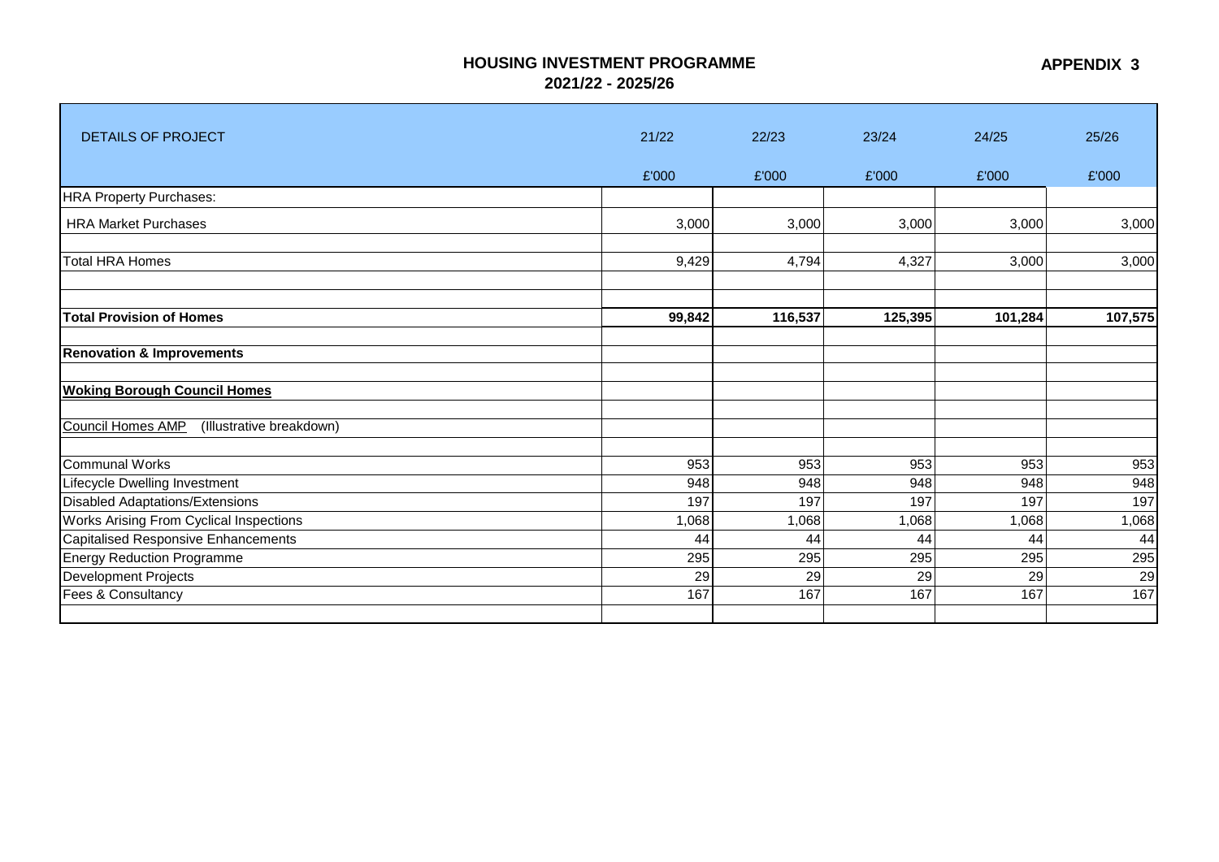# HOUSING INVESTMENT PROGRAMME
## 2021/22 - 2025/26

**APPENDIX 3**

| DETAILS OF PROJECT | 21/22 | 22/23 | 23/24 | 24/25 | 25/26 |
|---|---|---|---|---|---|
| | £'000 | £'000 | £'000 | £'000 | £'000 |
| HRA Property Purchases: | | | | | |
| HRA Market Purchases | 3,000 | 3,000 | 3,000 | 3,000 | 3,000 |
| | | | | | |
| Total HRA Homes | 9,429 | 4,794 | 4,327 | 3,000 | 3,000 |
| | | | | | |
| | | | | | |
| **Total Provision of Homes** | **99,842** | **116,537** | **125,395** | **101,284** | **107,575** |
| | | | | | |
| **Renovation & Improvements** | | | | | |
| | | | | | |
| **Woking Borough Council Homes** | | | | | |
| | | | | | |
| Council Homes AMP (Illustrative breakdown) | | | | | |
| | | | | | |
| Communal Works | 953 | 953 | 953 | 953 | 953 |
| Lifecycle Dwelling Investment | 948 | 948 | 948 | 948 | 948 |
| Disabled Adaptations/Extensions | 197 | 197 | 197 | 197 | 197 |
| Works Arising From Cyclical Inspections | 1,068 | 1,068 | 1,068 | 1,068 | 1,068 |
| Capitalised Responsive Enhancements | 44 | 44 | 44 | 44 | 44 |
| Energy Reduction Programme | 295 | 295 | 295 | 295 | 295 |
| Development Projects | 29 | 29 | 29 | 29 | 29 |
| Fees & Consultancy | 167 | 167 | 167 | 167 | 167 |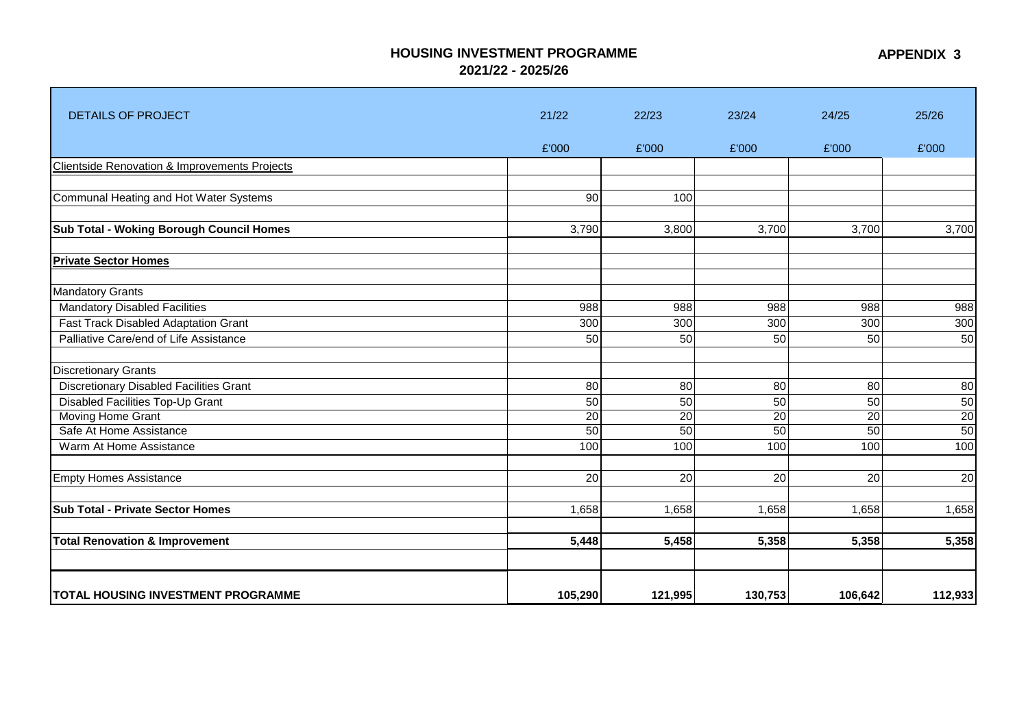# HOUSING INVESTMENT PROGRAMME
## 2021/22 - 2025/26

**APPENDIX 3**

| DETAILS OF PROJECT | 21/22 | 22/23 | 23/24 | 24/25 | 25/26 |
|---|---|---|---|---|---|
| | £'000 | £'000 | £'000 | £'000 | £'000 |
| Clientside Renovation & Improvements Projects | | | | | |
| | | | | | |
| Communal Heating and Hot Water Systems | 90 | 100 | | | |
| | | | | | |
| **Sub Total - Woking Borough Council Homes** | 3,790 | 3,800 | 3,700 | 3,700 | 3,700 |
| | | | | | |
| **Private Sector Homes** | | | | | |
| | | | | | |
| Mandatory Grants | | | | | |
| Mandatory Disabled Facilities | 988 | 988 | 988 | 988 | 988 |
| Fast Track Disabled Adaptation Grant | 300 | 300 | 300 | 300 | 300 |
| Palliative Care/end of Life Assistance | 50 | 50 | 50 | 50 | 50 |
| | | | | | |
| Discretionary Grants | | | | | |
| Discretionary Disabled Facilities Grant | 80 | 80 | 80 | 80 | 80 |
| Disabled Facilities Top-Up Grant | 50 | 50 | 50 | 50 | 50 |
| Moving Home Grant | 20 | 20 | 20 | 20 | 20 |
| Safe At Home Assistance | 50 | 50 | 50 | 50 | 50 |
| Warm At Home Assistance | 100 | 100 | 100 | 100 | 100 |
| | | | | | |
| Empty Homes Assistance | 20 | 20 | 20 | 20 | 20 |
| | | | | | |
| **Sub Total - Private Sector Homes** | 1,658 | 1,658 | 1,658 | 1,658 | 1,658 |
| | | | | | |
| **Total Renovation & Improvement** | **5,448** | **5,458** | **5,358** | **5,358** | **5,358** |
| | | | | | |
| **TOTAL HOUSING INVESTMENT PROGRAMME** | **105,290** | **121,995** | **130,753** | **106,642** | **112,933** |